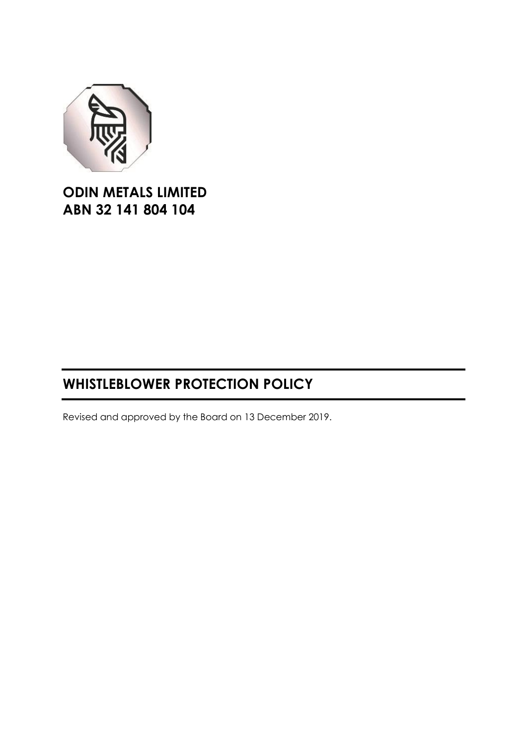**ODIN METALS LIMITED**
**ABN 32 141 804 104**

# WHISTLEBLOWER PROTECTION POLICY

Revised and approved by the Board on 13 December 2019.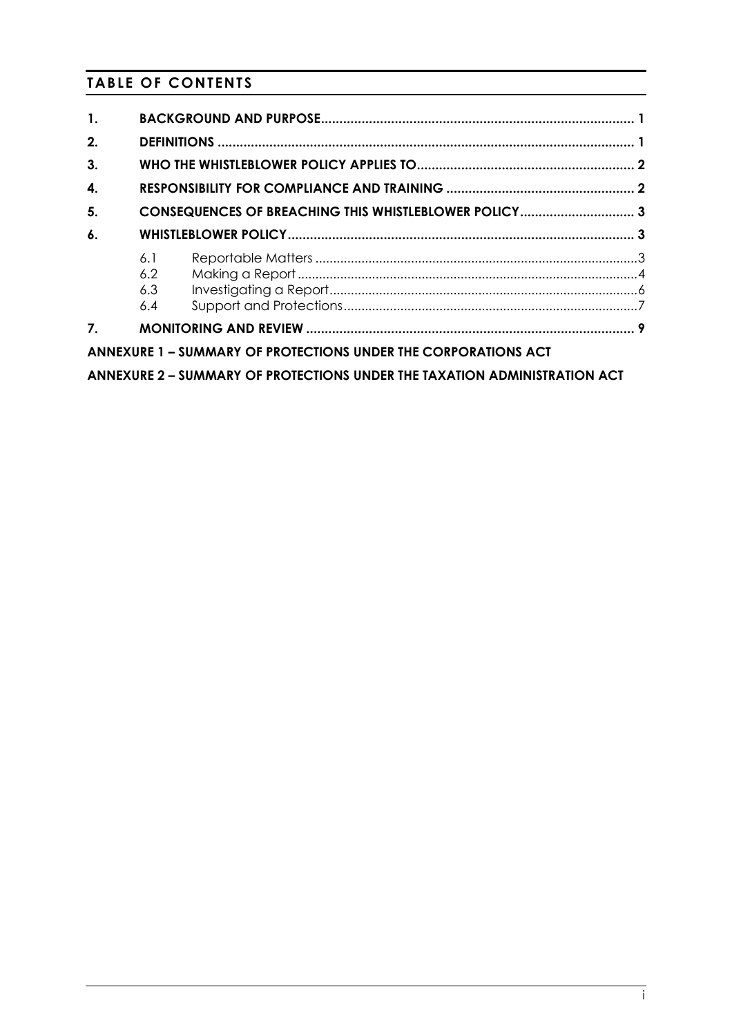## TABLE OF CONTENTS

| | | |
|---|---|---|
| **1.** | **BACKGROUND AND PURPOSE** | **1** |
| **2.** | **DEFINITIONS** | **1** |
| **3.** | **WHO THE WHISTLEBLOWER POLICY APPLIES TO** | **2** |
| **4.** | **RESPONSIBILITY FOR COMPLIANCE AND TRAINING** | **2** |
| **5.** | **CONSEQUENCES OF BREACHING THIS WHISTLEBLOWER POLICY** | **3** |
| **6.** | **WHISTLEBLOWER POLICY** | **3** |
| | 6.1 Reportable Matters | 3 |
| | 6.2 Making a Report | 4 |
| | 6.3 Investigating a Report | 6 |
| | 6.4 Support and Protections | 7 |
| **7.** | **MONITORING AND REVIEW** | **9** |

**ANNEXURE 1 – SUMMARY OF PROTECTIONS UNDER THE CORPORATIONS ACT**

**ANNEXURE 2 – SUMMARY OF PROTECTIONS UNDER THE TAXATION ADMINISTRATION ACT**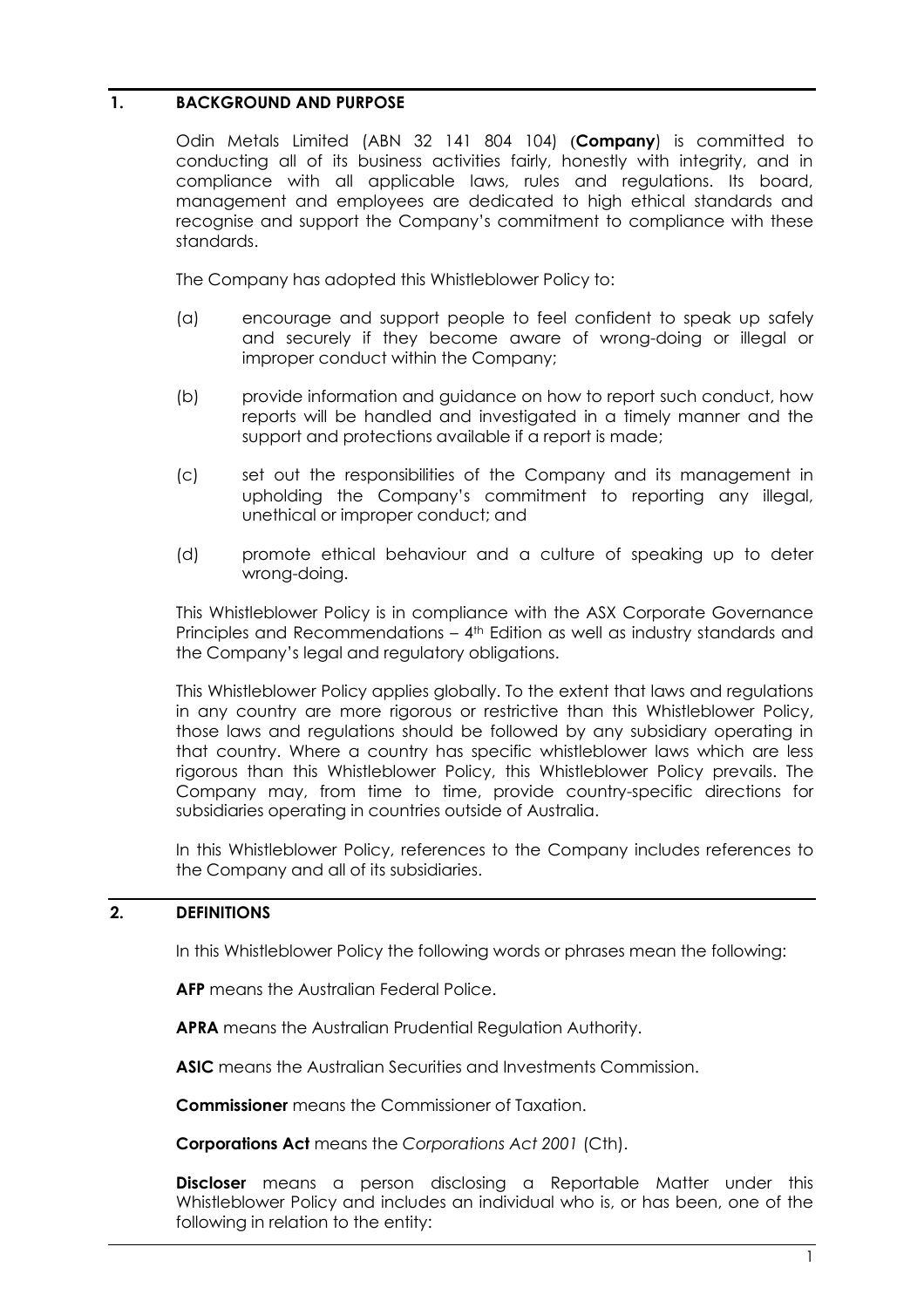## 1. BACKGROUND AND PURPOSE

Odin Metals Limited (ABN 32 141 804 104) (**Company**) is committed to conducting all of its business activities fairly, honestly with integrity, and in compliance with all applicable laws, rules and regulations. Its board, management and employees are dedicated to high ethical standards and recognise and support the Company's commitment to compliance with these standards.

The Company has adopted this Whistleblower Policy to:

(a) encourage and support people to feel confident to speak up safely and securely if they become aware of wrong-doing or illegal or improper conduct within the Company;

(b) provide information and guidance on how to report such conduct, how reports will be handled and investigated in a timely manner and the support and protections available if a report is made;

(c) set out the responsibilities of the Company and its management in upholding the Company's commitment to reporting any illegal, unethical or improper conduct; and

(d) promote ethical behaviour and a culture of speaking up to deter wrong-doing.

This Whistleblower Policy is in compliance with the ASX Corporate Governance Principles and Recommendations – 4th Edition as well as industry standards and the Company's legal and regulatory obligations.

This Whistleblower Policy applies globally. To the extent that laws and regulations in any country are more rigorous or restrictive than this Whistleblower Policy, those laws and regulations should be followed by any subsidiary operating in that country. Where a country has specific whistleblower laws which are less rigorous than this Whistleblower Policy, this Whistleblower Policy prevails. The Company may, from time to time, provide country-specific directions for subsidiaries operating in countries outside of Australia.

In this Whistleblower Policy, references to the Company includes references to the Company and all of its subsidiaries.

## 2. DEFINITIONS

In this Whistleblower Policy the following words or phrases mean the following:

**AFP** means the Australian Federal Police.

**APRA** means the Australian Prudential Regulation Authority.

**ASIC** means the Australian Securities and Investments Commission.

**Commissioner** means the Commissioner of Taxation.

**Corporations Act** means the *Corporations Act 2001* (Cth).

**Discloser** means a person disclosing a Reportable Matter under this Whistleblower Policy and includes an individual who is, or has been, one of the following in relation to the entity: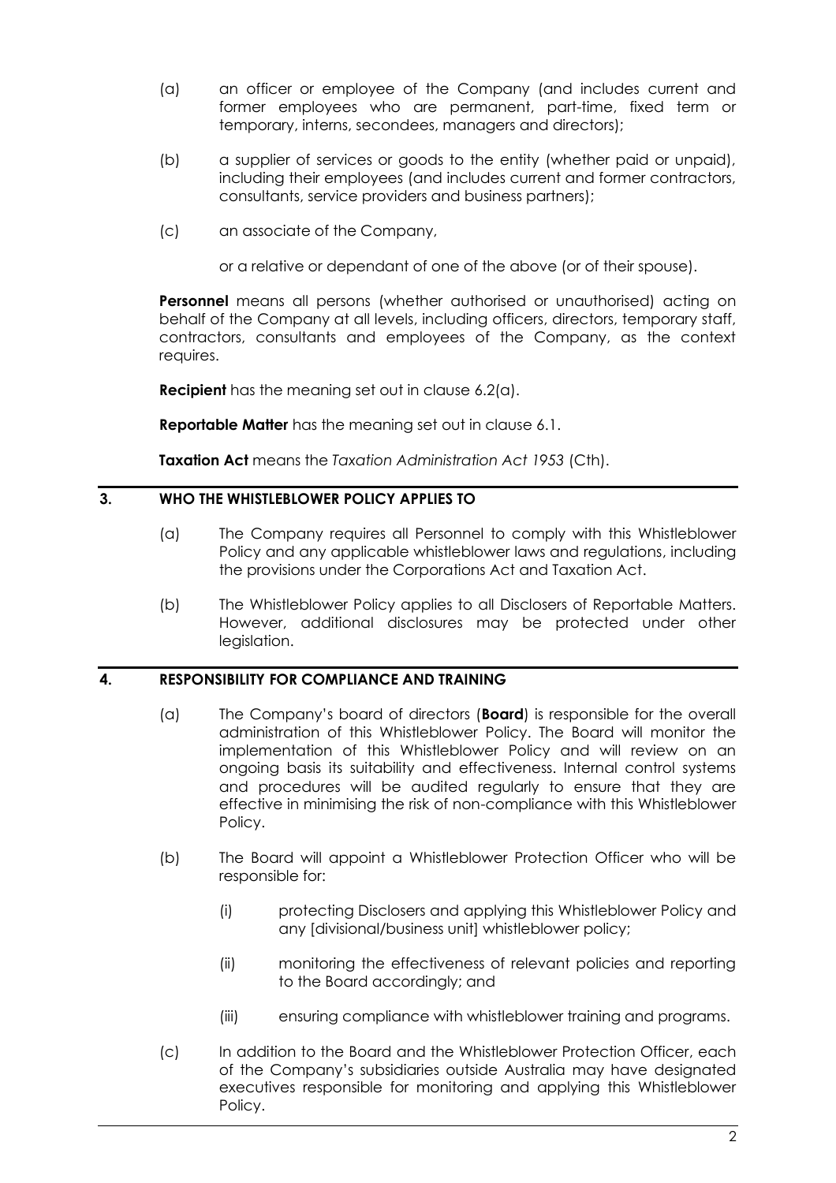(a) an officer or employee of the Company (and includes current and former employees who are permanent, part-time, fixed term or temporary, interns, secondees, managers and directors);

(b) a supplier of services or goods to the entity (whether paid or unpaid), including their employees (and includes current and former contractors, consultants, service providers and business partners);

(c) an associate of the Company,

or a relative or dependant of one of the above (or of their spouse).

**Personnel** means all persons (whether authorised or unauthorised) acting on behalf of the Company at all levels, including officers, directors, temporary staff, contractors, consultants and employees of the Company, as the context requires.

**Recipient** has the meaning set out in clause 6.2(a).

**Reportable Matter** has the meaning set out in clause 6.1.

**Taxation Act** means the *Taxation Administration Act 1953* (Cth).

## 3. WHO THE WHISTLEBLOWER POLICY APPLIES TO

(a) The Company requires all Personnel to comply with this Whistleblower Policy and any applicable whistleblower laws and regulations, including the provisions under the Corporations Act and Taxation Act.

(b) The Whistleblower Policy applies to all Disclosers of Reportable Matters. However, additional disclosures may be protected under other legislation.

## 4. RESPONSIBILITY FOR COMPLIANCE AND TRAINING

(a) The Company's board of directors (**Board**) is responsible for the overall administration of this Whistleblower Policy. The Board will monitor the implementation of this Whistleblower Policy and will review on an ongoing basis its suitability and effectiveness. Internal control systems and procedures will be audited regularly to ensure that they are effective in minimising the risk of non-compliance with this Whistleblower Policy.

(b) The Board will appoint a Whistleblower Protection Officer who will be responsible for:

(i) protecting Disclosers and applying this Whistleblower Policy and any [divisional/business unit] whistleblower policy;

(ii) monitoring the effectiveness of relevant policies and reporting to the Board accordingly; and

(iii) ensuring compliance with whistleblower training and programs.

(c) In addition to the Board and the Whistleblower Protection Officer, each of the Company's subsidiaries outside Australia may have designated executives responsible for monitoring and applying this Whistleblower Policy.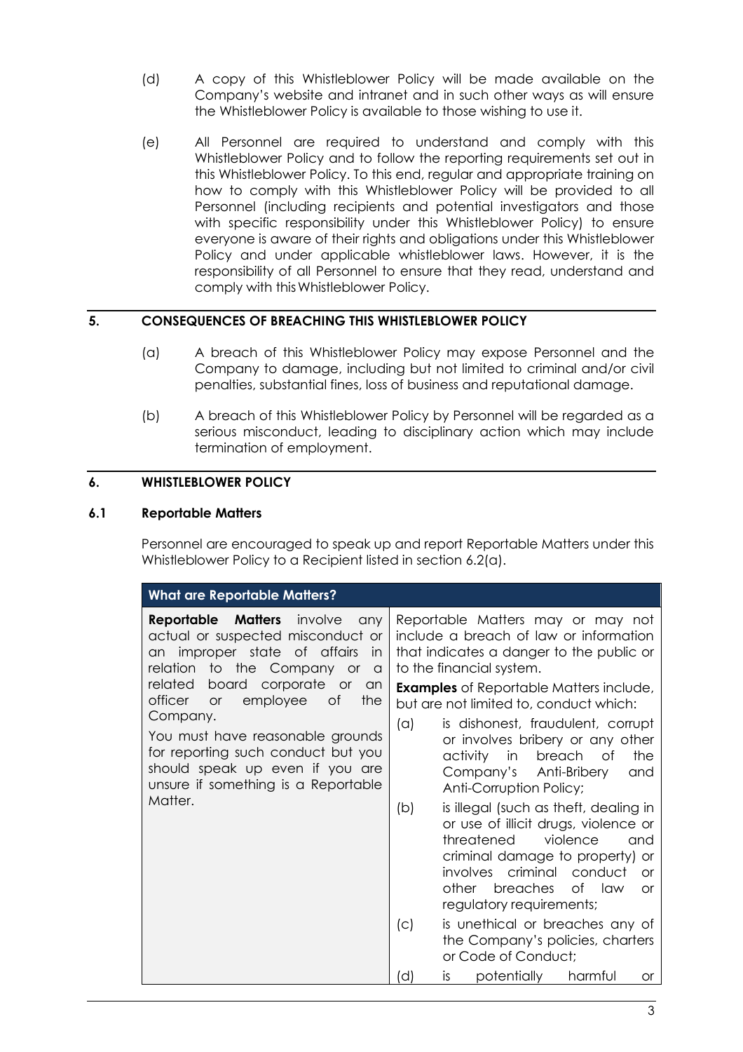(d) A copy of this Whistleblower Policy will be made available on the Company's website and intranet and in such other ways as will ensure the Whistleblower Policy is available to those wishing to use it.

(e) All Personnel are required to understand and comply with this Whistleblower Policy and to follow the reporting requirements set out in this Whistleblower Policy. To this end, regular and appropriate training on how to comply with this Whistleblower Policy will be provided to all Personnel (including recipients and potential investigators and those with specific responsibility under this Whistleblower Policy) to ensure everyone is aware of their rights and obligations under this Whistleblower Policy and under applicable whistleblower laws. However, it is the responsibility of all Personnel to ensure that they read, understand and comply with this Whistleblower Policy.

## 5. CONSEQUENCES OF BREACHING THIS WHISTLEBLOWER POLICY

(a) A breach of this Whistleblower Policy may expose Personnel and the Company to damage, including but not limited to criminal and/or civil penalties, substantial fines, loss of business and reputational damage.

(b) A breach of this Whistleblower Policy by Personnel will be regarded as a serious misconduct, leading to disciplinary action which may include termination of employment.

## 6. WHISTLEBLOWER POLICY

### 6.1 Reportable Matters

Personnel are encouraged to speak up and report Reportable Matters under this Whistleblower Policy to a Recipient listed in section 6.2(a).

| What are Reportable Matters? | |
|---|---|
| **Reportable Matters** involve any actual or suspected misconduct or an improper state of affairs in relation to the Company or a related board corporate or an officer or employee of the Company.<br><br>You must have reasonable grounds for reporting such conduct but you should speak up even if you are unsure if something is a Reportable Matter. | Reportable Matters may or may not include a breach of law or information that indicates a danger to the public or to the financial system.<br><br>**Examples** of Reportable Matters include, but are not limited to, conduct which:<br><br>(a) is dishonest, fraudulent, corrupt or involves bribery or any other activity in breach of the Company's Anti-Bribery and Anti-Corruption Policy;<br><br>(b) is illegal (such as theft, dealing in or use of illicit drugs, violence or threatened violence and criminal damage to property) or involves criminal conduct or other breaches of law or regulatory requirements;<br><br>(c) is unethical or breaches any of the Company's policies, charters or Code of Conduct;<br><br>(d) is potentially harmful or |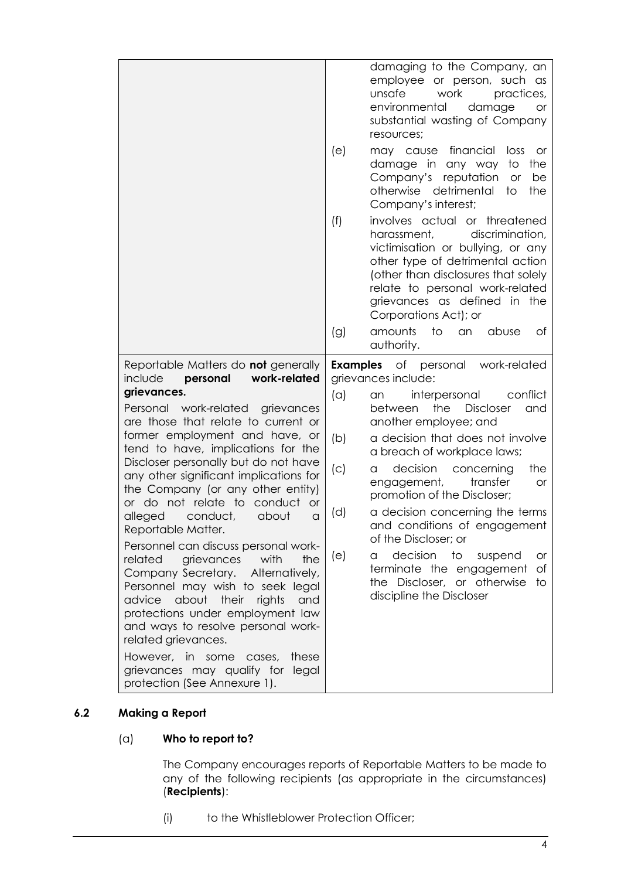| | |
|---|---|
| | damaging to the Company, an employee or person, such as unsafe work practices, environmental damage or substantial wasting of Company resources;<br>(e) may cause financial loss or damage in any way to the Company's reputation or be otherwise detrimental to the Company's interest;<br>(f) involves actual or threatened harassment, discrimination, victimisation or bullying, or any other type of detrimental action (other than disclosures that solely relate to personal work-related grievances as defined in the Corporations Act); or<br>(g) amounts to an abuse of authority. |
| Reportable Matters do **not** generally include **personal work-related grievances.**<br><br>Personal work-related grievances are those that relate to current or former employment and have, or tend to have, implications for the Discloser personally but do not have any other significant implications for the Company (or any other entity) or do not relate to conduct or alleged conduct, about a Reportable Matter.<br><br>Personnel can discuss personal work-related grievances with the Company Secretary. Alternatively, Personnel may wish to seek legal advice about their rights and protections under employment law and ways to resolve personal work-related grievances.<br><br>However, in some cases, these grievances may qualify for legal protection (See Annexure 1). | **Examples** of personal work-related grievances include:<br>(a) an interpersonal conflict between the Discloser and another employee; and<br>(b) a decision that does not involve a breach of workplace laws;<br>(c) a decision concerning the engagement, transfer or promotion of the Discloser;<br>(d) a decision concerning the terms and conditions of engagement of the Discloser; or<br>(e) a decision to suspend or terminate the engagement of the Discloser, or otherwise to discipline the Discloser |

### 6.2 Making a Report

(a) **Who to report to?**

The Company encourages reports of Reportable Matters to be made to any of the following recipients (as appropriate in the circumstances) (**Recipients**):

(i) to the Whistleblower Protection Officer;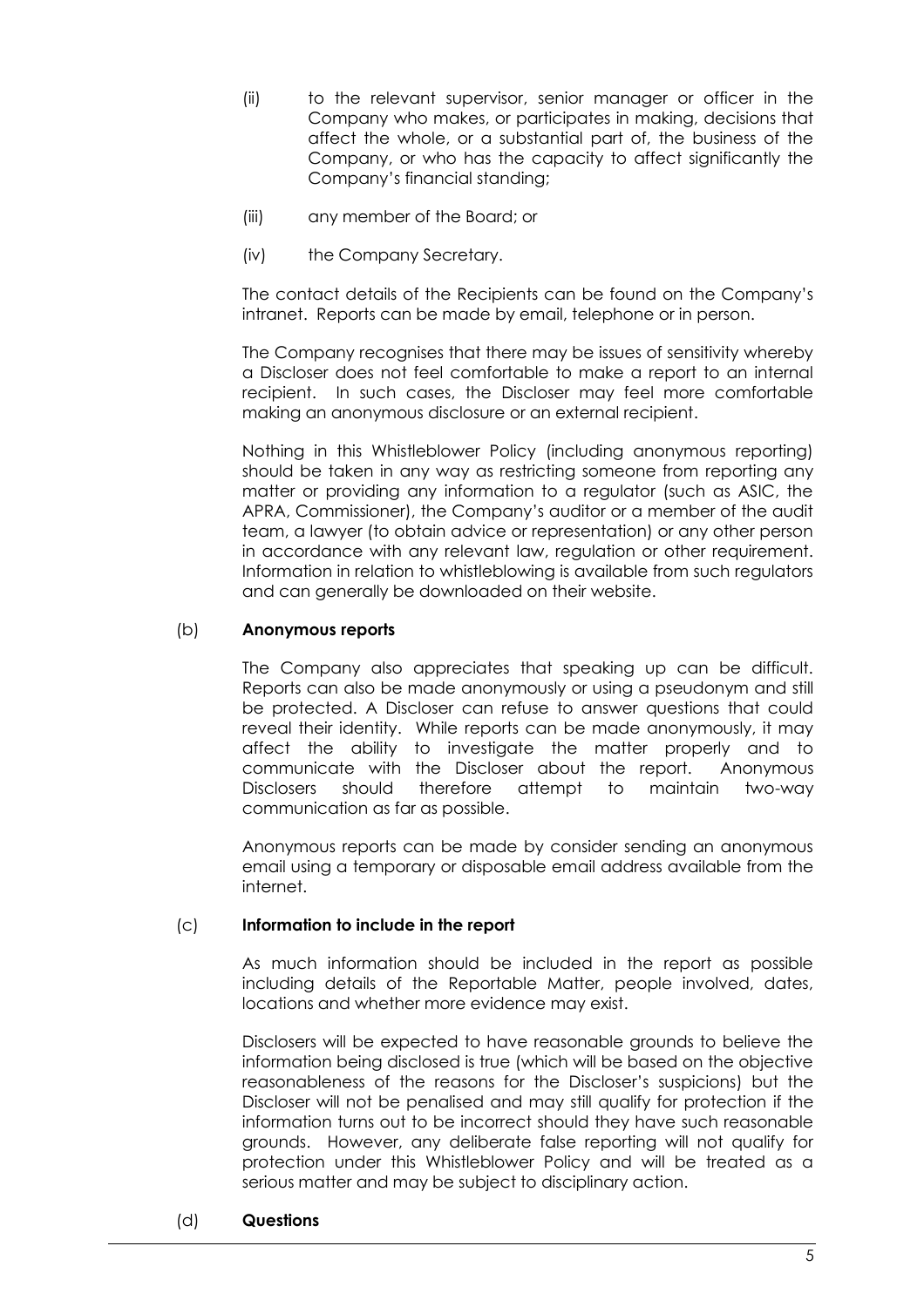(ii) to the relevant supervisor, senior manager or officer in the Company who makes, or participates in making, decisions that affect the whole, or a substantial part of, the business of the Company, or who has the capacity to affect significantly the Company's financial standing;

(iii) any member of the Board; or

(iv) the Company Secretary.

The contact details of the Recipients can be found on the Company's intranet. Reports can be made by email, telephone or in person.

The Company recognises that there may be issues of sensitivity whereby a Discloser does not feel comfortable to make a report to an internal recipient. In such cases, the Discloser may feel more comfortable making an anonymous disclosure or an external recipient.

Nothing in this Whistleblower Policy (including anonymous reporting) should be taken in any way as restricting someone from reporting any matter or providing any information to a regulator (such as ASIC, the APRA, Commissioner), the Company's auditor or a member of the audit team, a lawyer (to obtain advice or representation) or any other person in accordance with any relevant law, regulation or other requirement. Information in relation to whistleblowing is available from such regulators and can generally be downloaded on their website.

(b) **Anonymous reports**

The Company also appreciates that speaking up can be difficult. Reports can also be made anonymously or using a pseudonym and still be protected. A Discloser can refuse to answer questions that could reveal their identity. While reports can be made anonymously, it may affect the ability to investigate the matter properly and to communicate with the Discloser about the report. Anonymous Disclosers should therefore attempt to maintain two-way communication as far as possible.

Anonymous reports can be made by consider sending an anonymous email using a temporary or disposable email address available from the internet.

(c) **Information to include in the report**

As much information should be included in the report as possible including details of the Reportable Matter, people involved, dates, locations and whether more evidence may exist.

Disclosers will be expected to have reasonable grounds to believe the information being disclosed is true (which will be based on the objective reasonableness of the reasons for the Discloser's suspicions) but the Discloser will not be penalised and may still qualify for protection if the information turns out to be incorrect should they have such reasonable grounds. However, any deliberate false reporting will not qualify for protection under this Whistleblower Policy and will be treated as a serious matter and may be subject to disciplinary action.

(d) **Questions**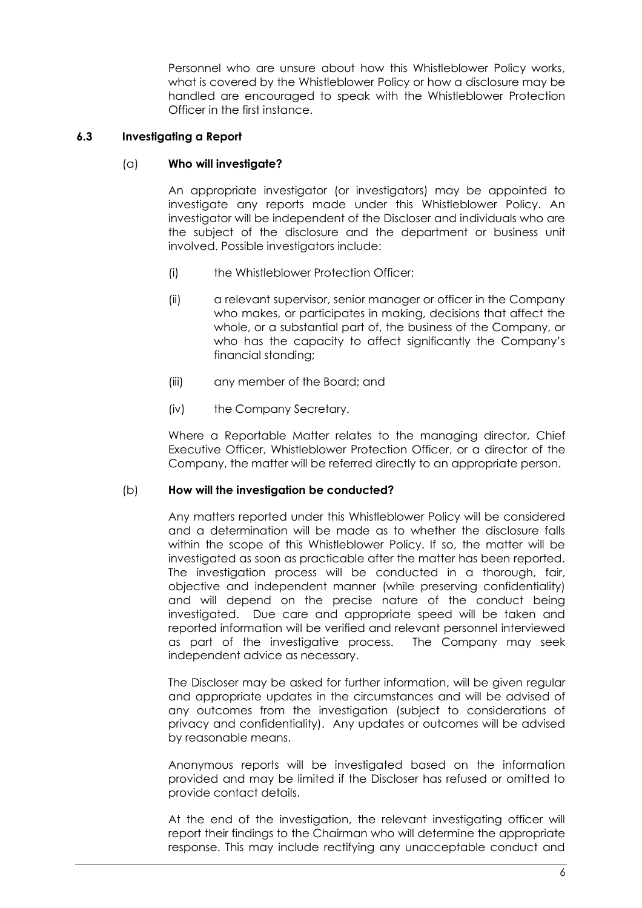Personnel who are unsure about how this Whistleblower Policy works, what is covered by the Whistleblower Policy or how a disclosure may be handled are encouraged to speak with the Whistleblower Protection Officer in the first instance.

### 6.3 Investigating a Report

#### (a) Who will investigate?

An appropriate investigator (or investigators) may be appointed to investigate any reports made under this Whistleblower Policy. An investigator will be independent of the Discloser and individuals who are the subject of the disclosure and the department or business unit involved. Possible investigators include:

(i) the Whistleblower Protection Officer;

(ii) a relevant supervisor, senior manager or officer in the Company who makes, or participates in making, decisions that affect the whole, or a substantial part of, the business of the Company, or who has the capacity to affect significantly the Company's financial standing;

(iii) any member of the Board; and

(iv) the Company Secretary.

Where a Reportable Matter relates to the managing director, Chief Executive Officer, Whistleblower Protection Officer, or a director of the Company, the matter will be referred directly to an appropriate person.

#### (b) How will the investigation be conducted?

Any matters reported under this Whistleblower Policy will be considered and a determination will be made as to whether the disclosure falls within the scope of this Whistleblower Policy. If so, the matter will be investigated as soon as practicable after the matter has been reported. The investigation process will be conducted in a thorough, fair, objective and independent manner (while preserving confidentiality) and will depend on the precise nature of the conduct being investigated. Due care and appropriate speed will be taken and reported information will be verified and relevant personnel interviewed as part of the investigative process. The Company may seek independent advice as necessary.

The Discloser may be asked for further information, will be given regular and appropriate updates in the circumstances and will be advised of any outcomes from the investigation (subject to considerations of privacy and confidentiality). Any updates or outcomes will be advised by reasonable means.

Anonymous reports will be investigated based on the information provided and may be limited if the Discloser has refused or omitted to provide contact details.

At the end of the investigation, the relevant investigating officer will report their findings to the Chairman who will determine the appropriate response. This may include rectifying any unacceptable conduct and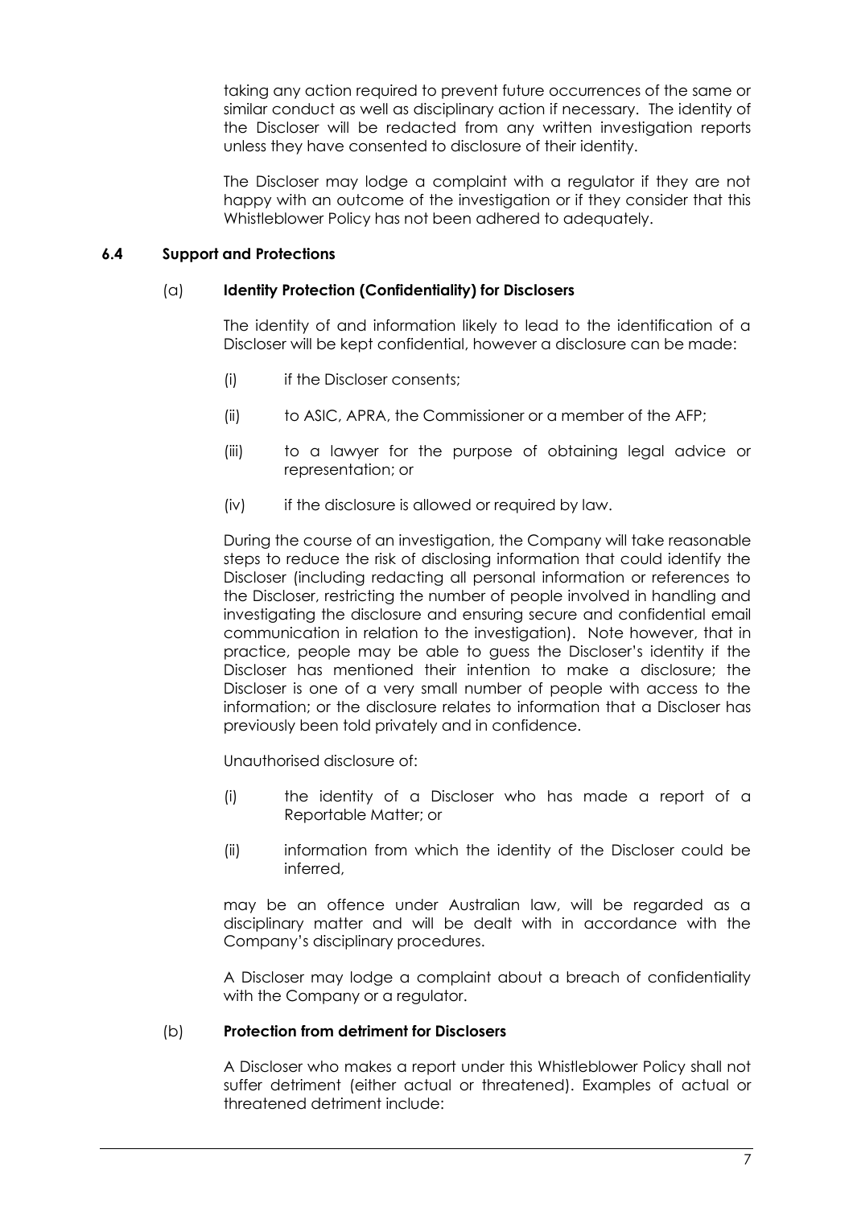taking any action required to prevent future occurrences of the same or similar conduct as well as disciplinary action if necessary. The identity of the Discloser will be redacted from any written investigation reports unless they have consented to disclosure of their identity.

The Discloser may lodge a complaint with a regulator if they are not happy with an outcome of the investigation or if they consider that this Whistleblower Policy has not been adhered to adequately.

### 6.4 Support and Protections

#### (a) Identity Protection (Confidentiality) for Disclosers

The identity of and information likely to lead to the identification of a Discloser will be kept confidential, however a disclosure can be made:

(i) if the Discloser consents;

(ii) to ASIC, APRA, the Commissioner or a member of the AFP;

(iii) to a lawyer for the purpose of obtaining legal advice or representation; or

(iv) if the disclosure is allowed or required by law.

During the course of an investigation, the Company will take reasonable steps to reduce the risk of disclosing information that could identify the Discloser (including redacting all personal information or references to the Discloser, restricting the number of people involved in handling and investigating the disclosure and ensuring secure and confidential email communication in relation to the investigation). Note however, that in practice, people may be able to guess the Discloser's identity if the Discloser has mentioned their intention to make a disclosure; the Discloser is one of a very small number of people with access to the information; or the disclosure relates to information that a Discloser has previously been told privately and in confidence.

Unauthorised disclosure of:

(i) the identity of a Discloser who has made a report of a Reportable Matter; or

(ii) information from which the identity of the Discloser could be inferred,

may be an offence under Australian law, will be regarded as a disciplinary matter and will be dealt with in accordance with the Company's disciplinary procedures.

A Discloser may lodge a complaint about a breach of confidentiality with the Company or a regulator.

#### (b) Protection from detriment for Disclosers

A Discloser who makes a report under this Whistleblower Policy shall not suffer detriment (either actual or threatened). Examples of actual or threatened detriment include: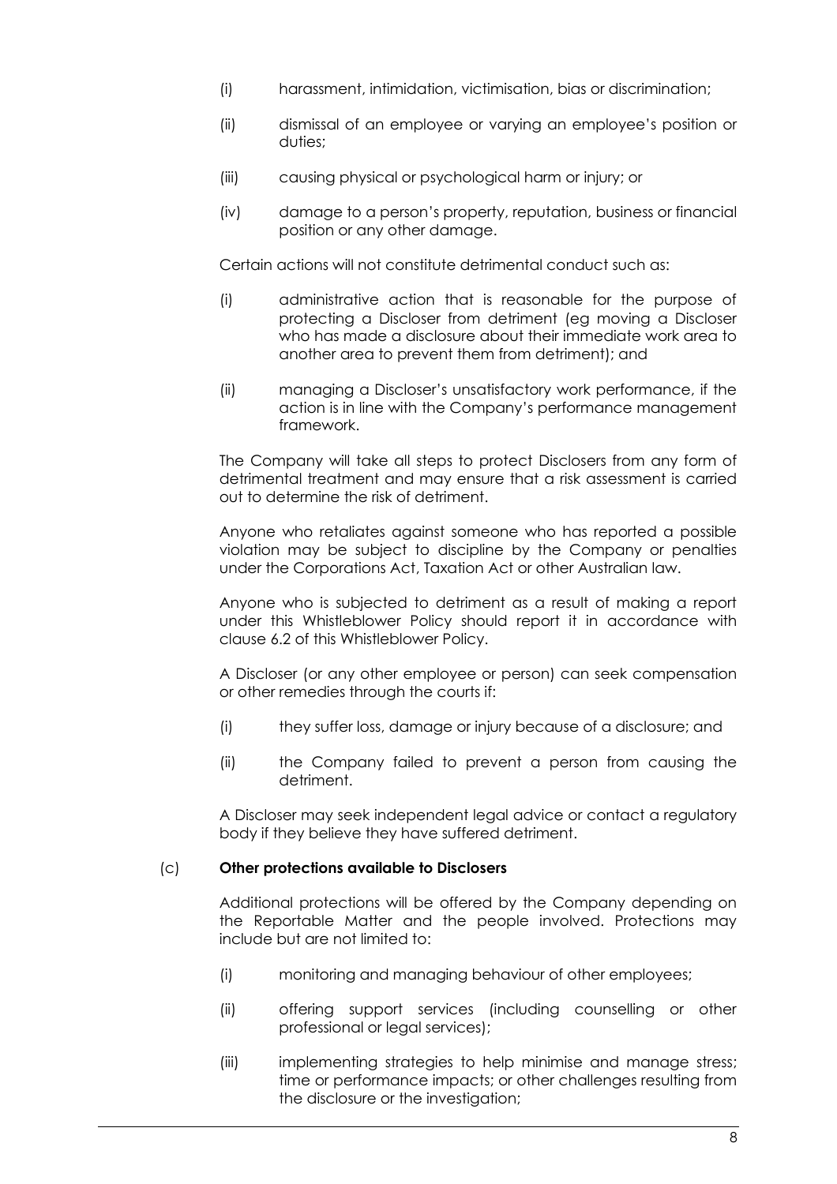(i) harassment, intimidation, victimisation, bias or discrimination;

(ii) dismissal of an employee or varying an employee's position or duties;

(iii) causing physical or psychological harm or injury; or

(iv) damage to a person's property, reputation, business or financial position or any other damage.

Certain actions will not constitute detrimental conduct such as:

(i) administrative action that is reasonable for the purpose of protecting a Discloser from detriment (eg moving a Discloser who has made a disclosure about their immediate work area to another area to prevent them from detriment); and

(ii) managing a Discloser's unsatisfactory work performance, if the action is in line with the Company's performance management framework.

The Company will take all steps to protect Disclosers from any form of detrimental treatment and may ensure that a risk assessment is carried out to determine the risk of detriment.

Anyone who retaliates against someone who has reported a possible violation may be subject to discipline by the Company or penalties under the Corporations Act, Taxation Act or other Australian law.

Anyone who is subjected to detriment as a result of making a report under this Whistleblower Policy should report it in accordance with clause 6.2 of this Whistleblower Policy.

A Discloser (or any other employee or person) can seek compensation or other remedies through the courts if:

(i) they suffer loss, damage or injury because of a disclosure; and

(ii) the Company failed to prevent a person from causing the detriment.

A Discloser may seek independent legal advice or contact a regulatory body if they believe they have suffered detriment.

(c) **Other protections available to Disclosers**

Additional protections will be offered by the Company depending on the Reportable Matter and the people involved. Protections may include but are not limited to:

(i) monitoring and managing behaviour of other employees;

(ii) offering support services (including counselling or other professional or legal services);

(iii) implementing strategies to help minimise and manage stress; time or performance impacts; or other challenges resulting from the disclosure or the investigation;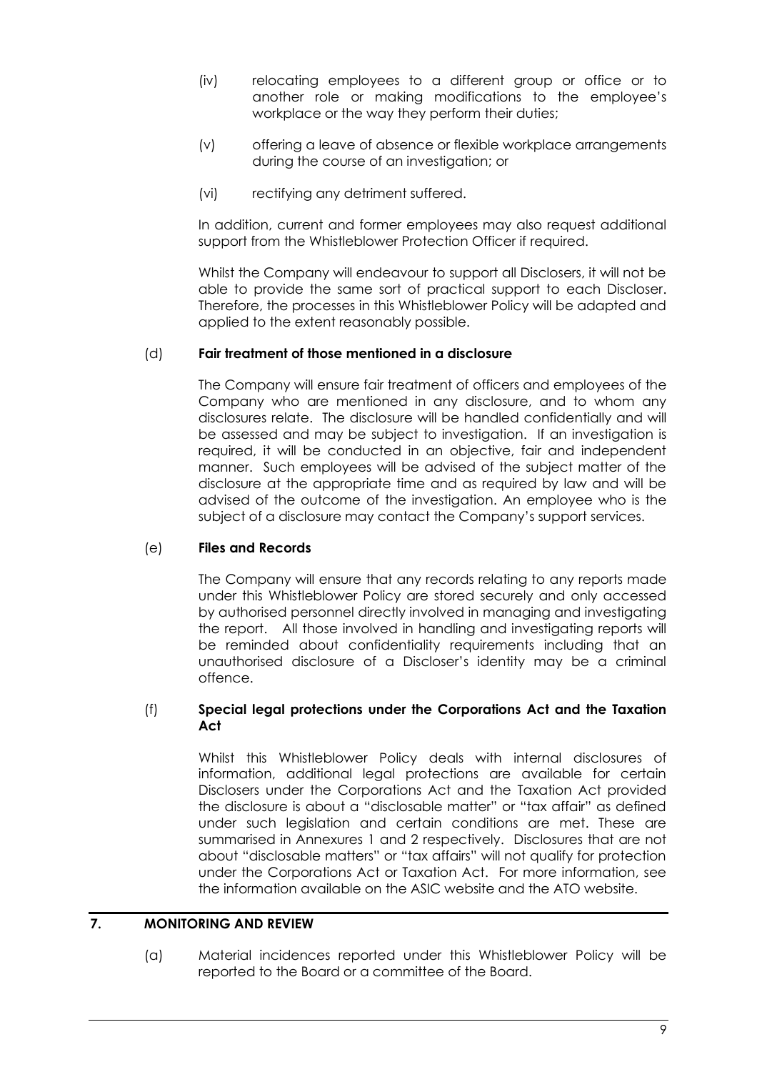(iv) relocating employees to a different group or office or to another role or making modifications to the employee's workplace or the way they perform their duties;

(v) offering a leave of absence or flexible workplace arrangements during the course of an investigation; or

(vi) rectifying any detriment suffered.

In addition, current and former employees may also request additional support from the Whistleblower Protection Officer if required.

Whilst the Company will endeavour to support all Disclosers, it will not be able to provide the same sort of practical support to each Discloser. Therefore, the processes in this Whistleblower Policy will be adapted and applied to the extent reasonably possible.

(d) **Fair treatment of those mentioned in a disclosure**

The Company will ensure fair treatment of officers and employees of the Company who are mentioned in any disclosure, and to whom any disclosures relate. The disclosure will be handled confidentially and will be assessed and may be subject to investigation. If an investigation is required, it will be conducted in an objective, fair and independent manner. Such employees will be advised of the subject matter of the disclosure at the appropriate time and as required by law and will be advised of the outcome of the investigation. An employee who is the subject of a disclosure may contact the Company's support services.

(e) **Files and Records**

The Company will ensure that any records relating to any reports made under this Whistleblower Policy are stored securely and only accessed by authorised personnel directly involved in managing and investigating the report. All those involved in handling and investigating reports will be reminded about confidentiality requirements including that an unauthorised disclosure of a Discloser's identity may be a criminal offence.

(f) **Special legal protections under the Corporations Act and the Taxation Act**

Whilst this Whistleblower Policy deals with internal disclosures of information, additional legal protections are available for certain Disclosers under the Corporations Act and the Taxation Act provided the disclosure is about a "disclosable matter" or "tax affair" as defined under such legislation and certain conditions are met. These are summarised in Annexures 1 and 2 respectively. Disclosures that are not about "disclosable matters" or "tax affairs" will not qualify for protection under the Corporations Act or Taxation Act. For more information, see the information available on the ASIC website and the ATO website.

## 7. MONITORING AND REVIEW

(a) Material incidences reported under this Whistleblower Policy will be reported to the Board or a committee of the Board.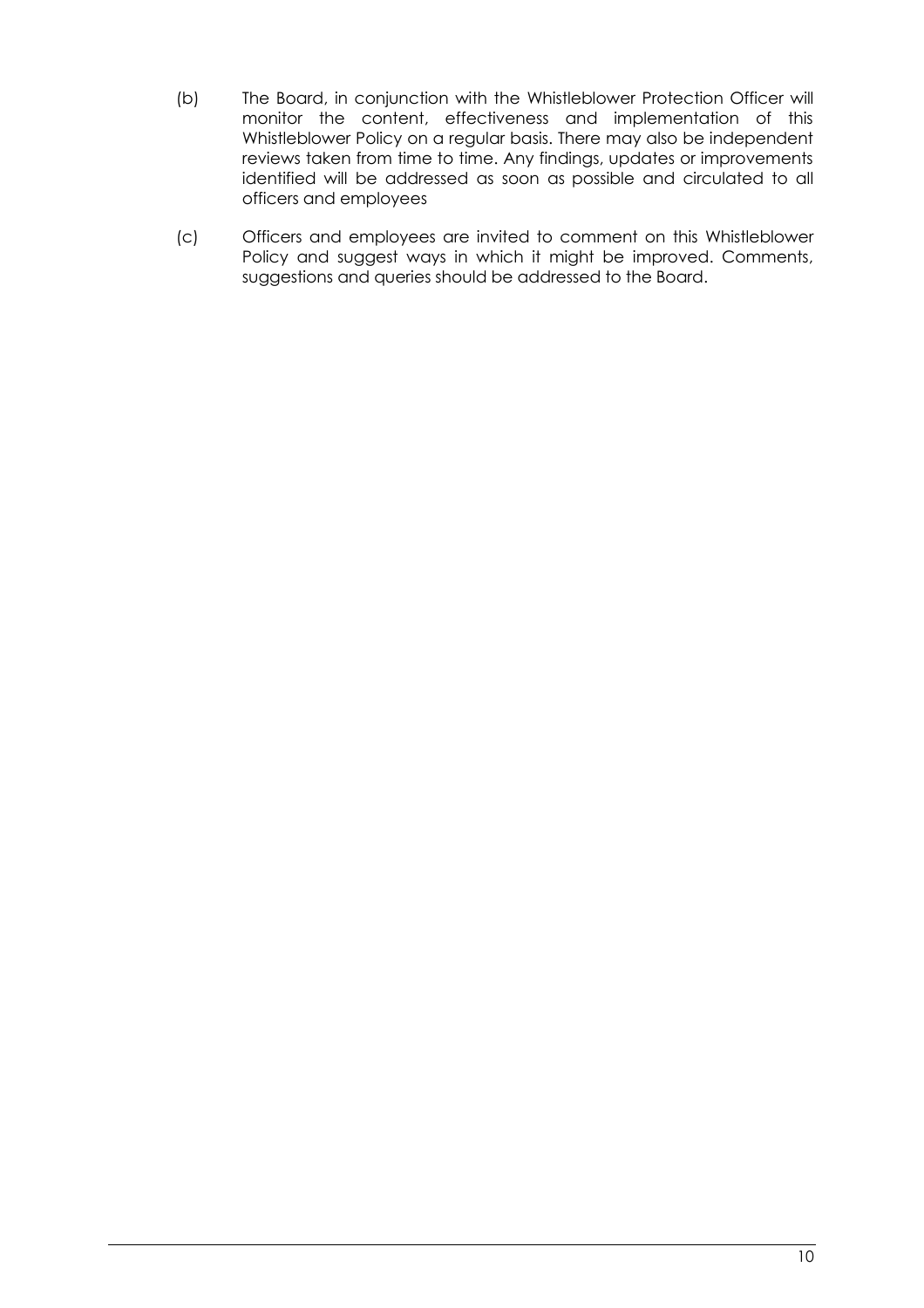(b) The Board, in conjunction with the Whistleblower Protection Officer will monitor the content, effectiveness and implementation of this Whistleblower Policy on a regular basis. There may also be independent reviews taken from time to time. Any findings, updates or improvements identified will be addressed as soon as possible and circulated to all officers and employees

(c) Officers and employees are invited to comment on this Whistleblower Policy and suggest ways in which it might be improved. Comments, suggestions and queries should be addressed to the Board.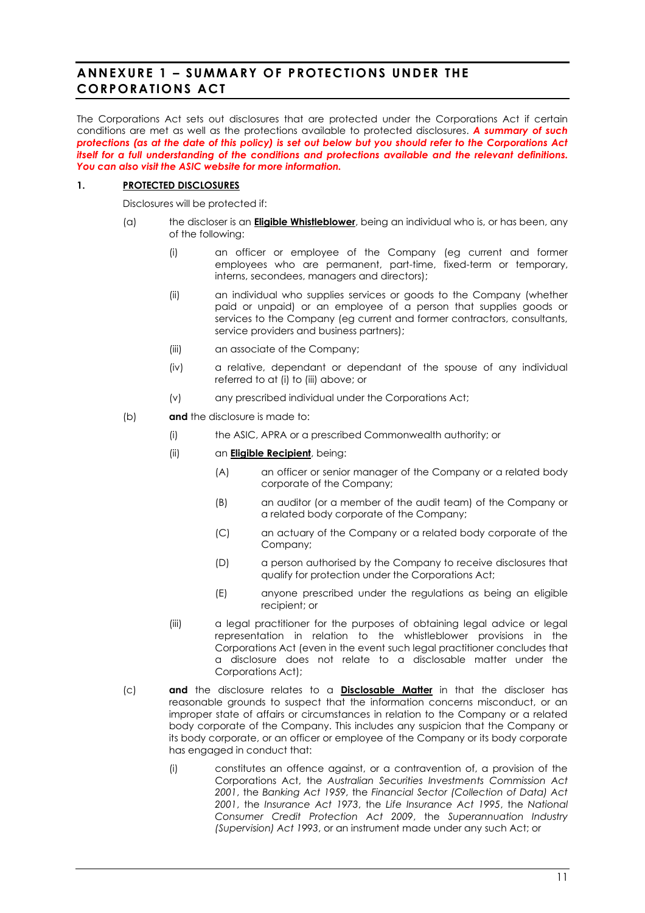## ANNEXURE 1 – SUMMARY OF PROTECTIONS UNDER THE CORPORATIONS ACT

The Corporations Act sets out disclosures that are protected under the Corporations Act if certain conditions are met as well as the protections available to protected disclosures. ***A summary of such protections (as at the date of this policy) is set out below but you should refer to the Corporations Act itself for a full understanding of the conditions and protections available and the relevant definitions. You can also visit the ASIC website for more information.***

### 1. PROTECTED DISCLOSURES

Disclosures will be protected if:

(a) the discloser is an **Eligible Whistleblower**, being an individual who is, or has been, any of the following:

   (i) an officer or employee of the Company (eg current and former employees who are permanent, part-time, fixed-term or temporary, interns, secondees, managers and directors);

   (ii) an individual who supplies services or goods to the Company (whether paid or unpaid) or an employee of a person that supplies goods or services to the Company (eg current and former contractors, consultants, service providers and business partners);

   (iii) an associate of the Company;

   (iv) a relative, dependant or dependant of the spouse of any individual referred to at (i) to (iii) above; or

   (v) any prescribed individual under the Corporations Act;

(b) **and** the disclosure is made to:

   (i) the ASIC, APRA or a prescribed Commonwealth authority; or

   (ii) an **Eligible Recipient**, being:

      (A) an officer or senior manager of the Company or a related body corporate of the Company;

      (B) an auditor (or a member of the audit team) of the Company or a related body corporate of the Company;

      (C) an actuary of the Company or a related body corporate of the Company;

      (D) a person authorised by the Company to receive disclosures that qualify for protection under the Corporations Act;

      (E) anyone prescribed under the regulations as being an eligible recipient; or

   (iii) a legal practitioner for the purposes of obtaining legal advice or legal representation in relation to the whistleblower provisions in the Corporations Act (even in the event such legal practitioner concludes that a disclosure does not relate to a disclosable matter under the Corporations Act);

(c) **and** the disclosure relates to a **Disclosable Matter** in that the discloser has reasonable grounds to suspect that the information concerns misconduct, or an improper state of affairs or circumstances in relation to the Company or a related body corporate of the Company. This includes any suspicion that the Company or its body corporate, or an officer or employee of the Company or its body corporate has engaged in conduct that:

   (i) constitutes an offence against, or a contravention of, a provision of the Corporations Act, the *Australian Securities Investments Commission Act 2001*, the *Banking Act 1959*, the *Financial Sector (Collection of Data) Act 2001*, the *Insurance Act 1973*, the *Life Insurance Act 1995*, the *National Consumer Credit Protection Act 2009*, the *Superannuation Industry (Supervision) Act 1993*, or an instrument made under any such Act; or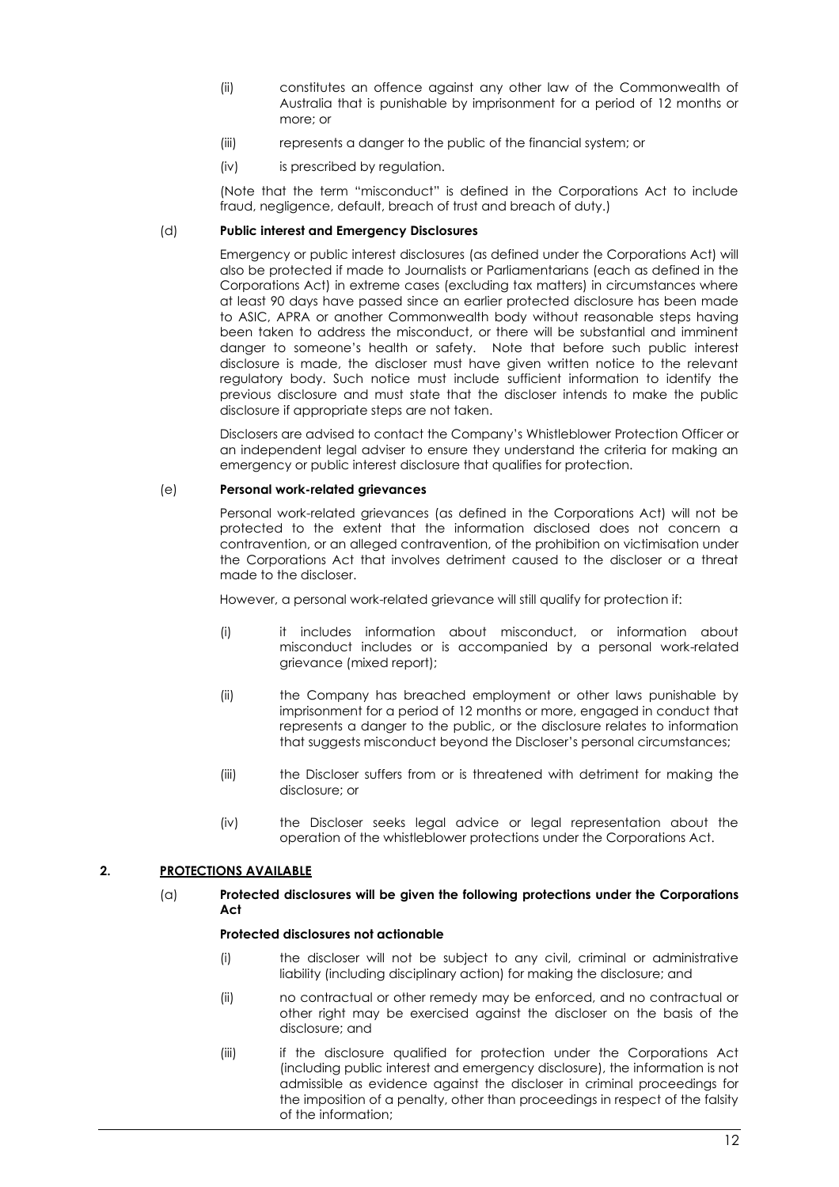(ii) constitutes an offence against any other law of the Commonwealth of Australia that is punishable by imprisonment for a period of 12 months or more; or

(iii) represents a danger to the public of the financial system; or

(iv) is prescribed by regulation.

(Note that the term "misconduct" is defined in the Corporations Act to include fraud, negligence, default, breach of trust and breach of duty.)

(d) **Public interest and Emergency Disclosures**

Emergency or public interest disclosures (as defined under the Corporations Act) will also be protected if made to Journalists or Parliamentarians (each as defined in the Corporations Act) in extreme cases (excluding tax matters) in circumstances where at least 90 days have passed since an earlier protected disclosure has been made to ASIC, APRA or another Commonwealth body without reasonable steps having been taken to address the misconduct, or there will be substantial and imminent danger to someone's health or safety. Note that before such public interest disclosure is made, the discloser must have given written notice to the relevant regulatory body. Such notice must include sufficient information to identify the previous disclosure and must state that the discloser intends to make the public disclosure if appropriate steps are not taken.

Disclosers are advised to contact the Company's Whistleblower Protection Officer or an independent legal adviser to ensure they understand the criteria for making an emergency or public interest disclosure that qualifies for protection.

(e) **Personal work-related grievances**

Personal work-related grievances (as defined in the Corporations Act) will not be protected to the extent that the information disclosed does not concern a contravention, or an alleged contravention, of the prohibition on victimisation under the Corporations Act that involves detriment caused to the discloser or a threat made to the discloser.

However, a personal work-related grievance will still qualify for protection if:

(i) it includes information about misconduct, or information about misconduct includes or is accompanied by a personal work-related grievance (mixed report);

(ii) the Company has breached employment or other laws punishable by imprisonment for a period of 12 months or more, engaged in conduct that represents a danger to the public, or the disclosure relates to information that suggests misconduct beyond the Discloser's personal circumstances;

(iii) the Discloser suffers from or is threatened with detriment for making the disclosure; or

(iv) the Discloser seeks legal advice or legal representation about the operation of the whistleblower protections under the Corporations Act.

## 2. PROTECTIONS AVAILABLE

(a) **Protected disclosures will be given the following protections under the Corporations Act**

**Protected disclosures not actionable**

(i) the discloser will not be subject to any civil, criminal or administrative liability (including disciplinary action) for making the disclosure; and

(ii) no contractual or other remedy may be enforced, and no contractual or other right may be exercised against the discloser on the basis of the disclosure; and

(iii) if the disclosure qualified for protection under the Corporations Act (including public interest and emergency disclosure), the information is not admissible as evidence against the discloser in criminal proceedings for the imposition of a penalty, other than proceedings in respect of the falsity of the information;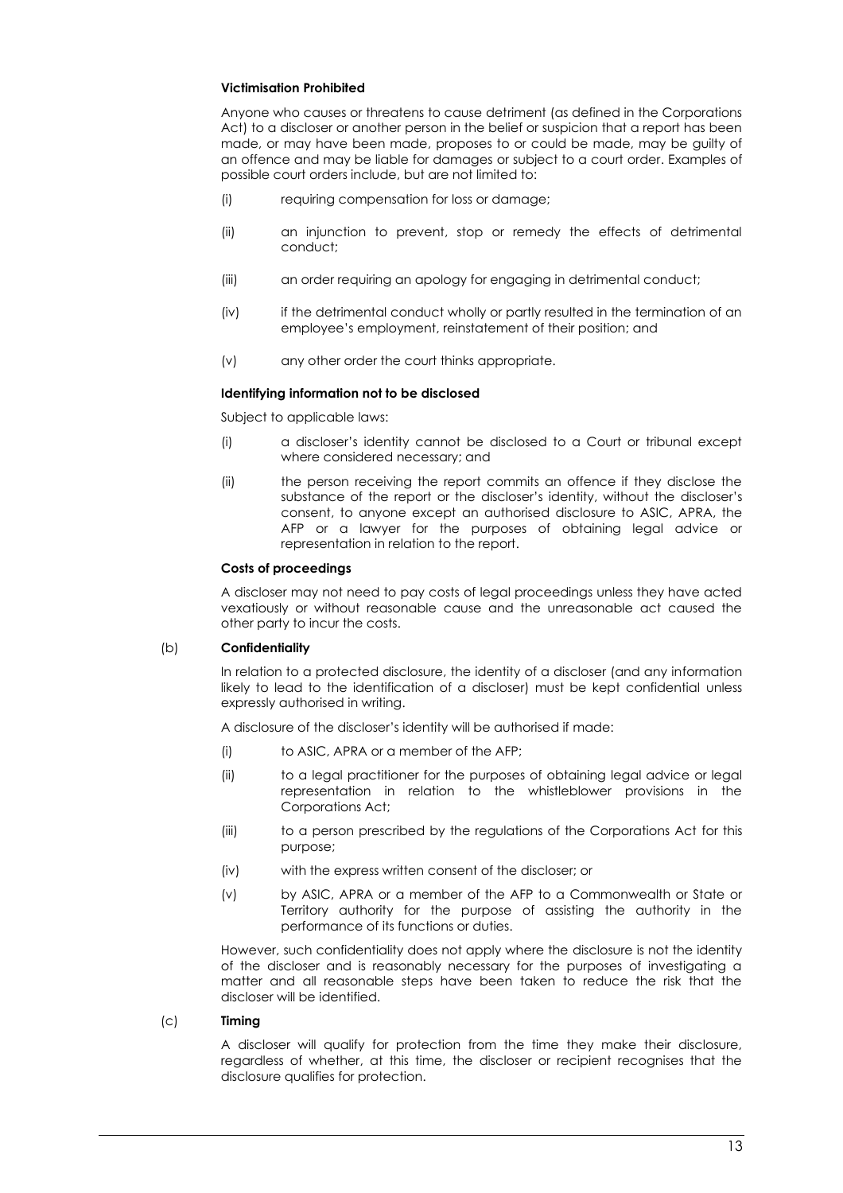**Victimisation Prohibited**

Anyone who causes or threatens to cause detriment (as defined in the Corporations Act) to a discloser or another person in the belief or suspicion that a report has been made, or may have been made, proposes to or could be made, may be guilty of an offence and may be liable for damages or subject to a court order. Examples of possible court orders include, but are not limited to:

(i) requiring compensation for loss or damage;

(ii) an injunction to prevent, stop or remedy the effects of detrimental conduct;

(iii) an order requiring an apology for engaging in detrimental conduct;

(iv) if the detrimental conduct wholly or partly resulted in the termination of an employee's employment, reinstatement of their position; and

(v) any other order the court thinks appropriate.

**Identifying information not to be disclosed**

Subject to applicable laws:

(i) a discloser's identity cannot be disclosed to a Court or tribunal except where considered necessary; and

(ii) the person receiving the report commits an offence if they disclose the substance of the report or the discloser's identity, without the discloser's consent, to anyone except an authorised disclosure to ASIC, APRA, the AFP or a lawyer for the purposes of obtaining legal advice or representation in relation to the report.

**Costs of proceedings**

A discloser may not need to pay costs of legal proceedings unless they have acted vexatiously or without reasonable cause and the unreasonable act caused the other party to incur the costs.

(b) **Confidentiality**

In relation to a protected disclosure, the identity of a discloser (and any information likely to lead to the identification of a discloser) must be kept confidential unless expressly authorised in writing.

A disclosure of the discloser's identity will be authorised if made:

(i) to ASIC, APRA or a member of the AFP;

(ii) to a legal practitioner for the purposes of obtaining legal advice or legal representation in relation to the whistleblower provisions in the Corporations Act;

(iii) to a person prescribed by the regulations of the Corporations Act for this purpose;

(iv) with the express written consent of the discloser; or

(v) by ASIC, APRA or a member of the AFP to a Commonwealth or State or Territory authority for the purpose of assisting the authority in the performance of its functions or duties.

However, such confidentiality does not apply where the disclosure is not the identity of the discloser and is reasonably necessary for the purposes of investigating a matter and all reasonable steps have been taken to reduce the risk that the discloser will be identified.

(c) **Timing**

A discloser will qualify for protection from the time they make their disclosure, regardless of whether, at this time, the discloser or recipient recognises that the disclosure qualifies for protection.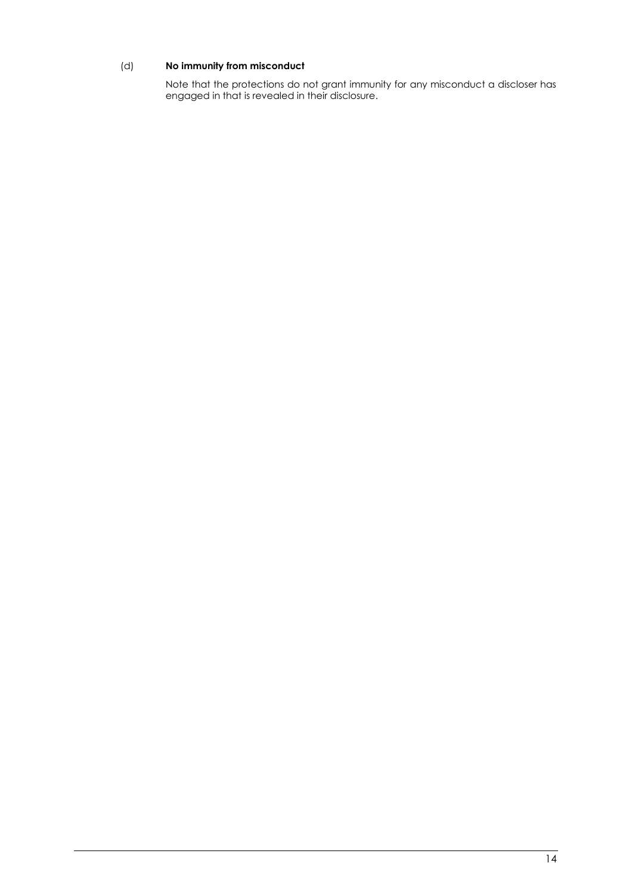(d) **No immunity from misconduct**

Note that the protections do not grant immunity for any misconduct a discloser has engaged in that is revealed in their disclosure.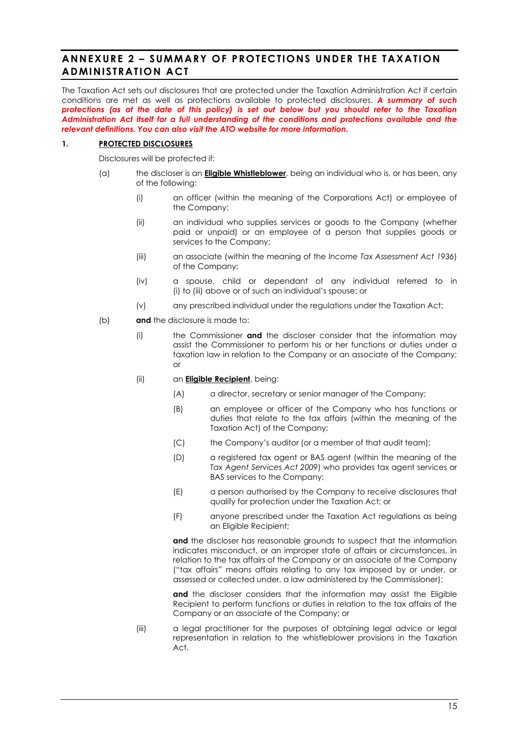# ANNEXURE 2 – SUMMARY OF PROTECTIONS UNDER THE TAXATION ADMINISTRATION ACT

The Taxation Act sets out disclosures that are protected under the Taxation Administration Act if certain conditions are met as well as protections available to protected disclosures. ***A summary of such protections (as at the date of this policy) is set out below but you should refer to the Taxation Administration Act itself for a full understanding of the conditions and protections available and the relevant definitions. You can also visit the ATO website for more information.***

## 1. PROTECTED DISCLOSURES

Disclosures will be protected if:

(a) the discloser is an **Eligible Whistleblower**, being an individual who is, or has been, any of the following:

  (i) an officer (within the meaning of the Corporations Act) or employee of the Company;

  (ii) an individual who supplies services or goods to the Company (whether paid or unpaid) or an employee of a person that supplies goods or services to the Company;

  (iii) an associate (within the meaning of the *Income Tax Assessment Act 1936*) of the Company;

  (iv) a spouse, child or dependant of any individual referred to in (i) to (iii) above or of such an individual's spouse; or

  (v) any prescribed individual under the regulations under the Taxation Act;

(b) **and** the disclosure is made to:

  (i) the Commissioner **and** the discloser consider that the information may assist the Commissioner to perform his or her functions or duties under a taxation law in relation to the Company or an associate of the Company; or

  (ii) an **Eligible Recipient**, being:

    (A) a director, secretary or senior manager of the Company;

    (B) an employee or officer of the Company who has functions or duties that relate to the tax affairs (within the meaning of the Taxation Act) of the Company;

    (C) the Company's auditor (or a member of that audit team);

    (D) a registered tax agent or BAS agent (within the meaning of the *Tax Agent Services Act 2009*) who provides tax agent services or BAS services to the Company;

    (E) a person authorised by the Company to receive disclosures that qualify for protection under the Taxation Act; or

    (F) anyone prescribed under the Taxation Act regulations as being an Eligible Recipient;

  **and** the discloser has reasonable grounds to suspect that the information indicates misconduct, or an improper state of affairs or circumstances, in relation to the tax affairs of the Company or an associate of the Company ("tax affairs" means affairs relating to any tax imposed by or under, or assessed or collected under, a law administered by the Commissioner);

  **and** the discloser considers that the information may assist the Eligible Recipient to perform functions or duties in relation to the tax affairs of the Company or an associate of the Company; or

  (iii) a legal practitioner for the purposes of obtaining legal advice or legal representation in relation to the whistleblower provisions in the Taxation Act.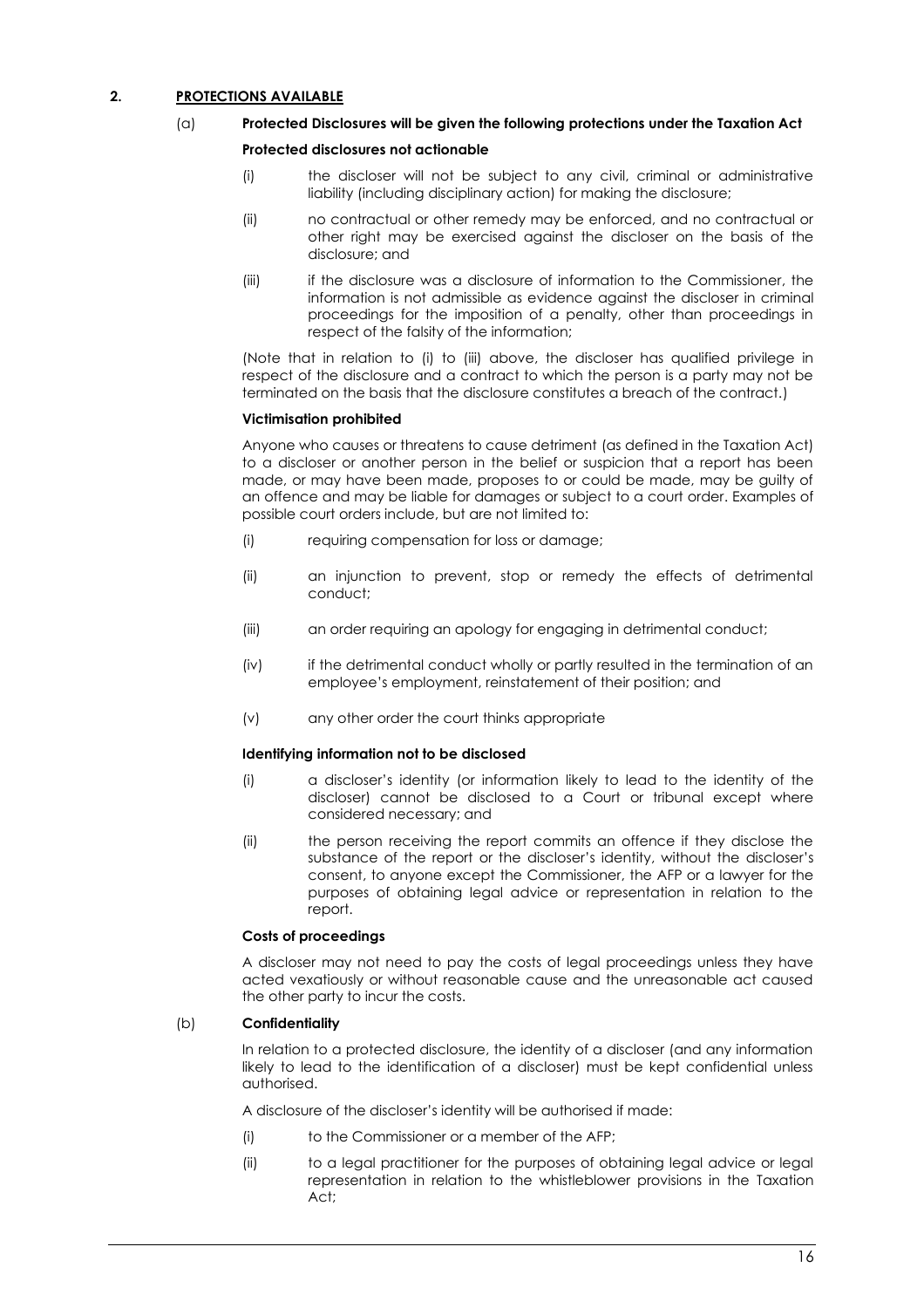## 2. PROTECTIONS AVAILABLE

### (a) Protected Disclosures will be given the following protections under the Taxation Act

**Protected disclosures not actionable**

(i) the discloser will not be subject to any civil, criminal or administrative liability (including disciplinary action) for making the disclosure;

(ii) no contractual or other remedy may be enforced, and no contractual or other right may be exercised against the discloser on the basis of the disclosure; and

(iii) if the disclosure was a disclosure of information to the Commissioner, the information is not admissible as evidence against the discloser in criminal proceedings for the imposition of a penalty, other than proceedings in respect of the falsity of the information;

(Note that in relation to (i) to (iii) above, the discloser has qualified privilege in respect of the disclosure and a contract to which the person is a party may not be terminated on the basis that the disclosure constitutes a breach of the contract.)

**Victimisation prohibited**

Anyone who causes or threatens to cause detriment (as defined in the Taxation Act) to a discloser or another person in the belief or suspicion that a report has been made, or may have been made, proposes to or could be made, may be guilty of an offence and may be liable for damages or subject to a court order. Examples of possible court orders include, but are not limited to:

(i) requiring compensation for loss or damage;

(ii) an injunction to prevent, stop or remedy the effects of detrimental conduct;

(iii) an order requiring an apology for engaging in detrimental conduct;

(iv) if the detrimental conduct wholly or partly resulted in the termination of an employee's employment, reinstatement of their position; and

(v) any other order the court thinks appropriate

**Identifying information not to be disclosed**

(i) a discloser's identity (or information likely to lead to the identity of the discloser) cannot be disclosed to a Court or tribunal except where considered necessary; and

(ii) the person receiving the report commits an offence if they disclose the substance of the report or the discloser's identity, without the discloser's consent, to anyone except the Commissioner, the AFP or a lawyer for the purposes of obtaining legal advice or representation in relation to the report.

**Costs of proceedings**

A discloser may not need to pay the costs of legal proceedings unless they have acted vexatiously or without reasonable cause and the unreasonable act caused the other party to incur the costs.

### (b) Confidentiality

In relation to a protected disclosure, the identity of a discloser (and any information likely to lead to the identification of a discloser) must be kept confidential unless authorised.

A disclosure of the discloser's identity will be authorised if made:

(i) to the Commissioner or a member of the AFP;

(ii) to a legal practitioner for the purposes of obtaining legal advice or legal representation in relation to the whistleblower provisions in the Taxation Act;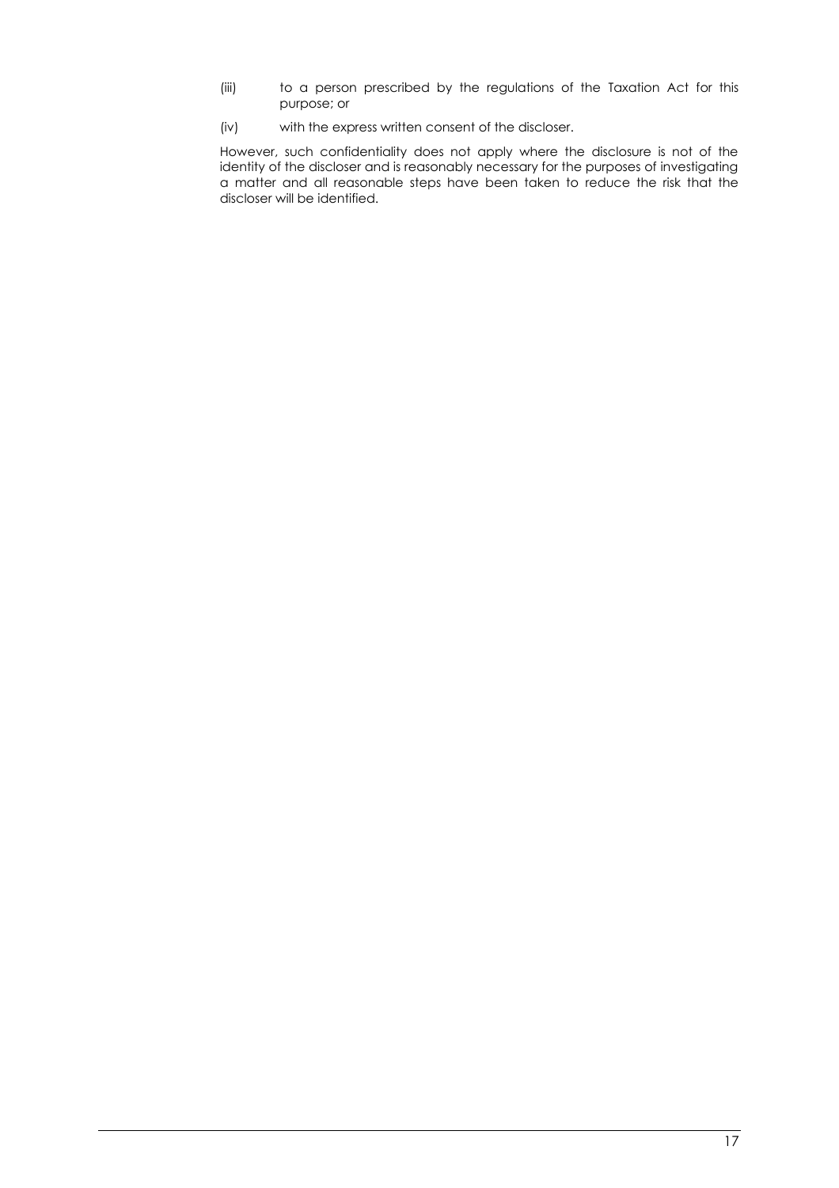(iii) to a person prescribed by the regulations of the Taxation Act for this purpose; or

(iv) with the express written consent of the discloser.

However, such confidentiality does not apply where the disclosure is not of the identity of the discloser and is reasonably necessary for the purposes of investigating a matter and all reasonable steps have been taken to reduce the risk that the discloser will be identified.